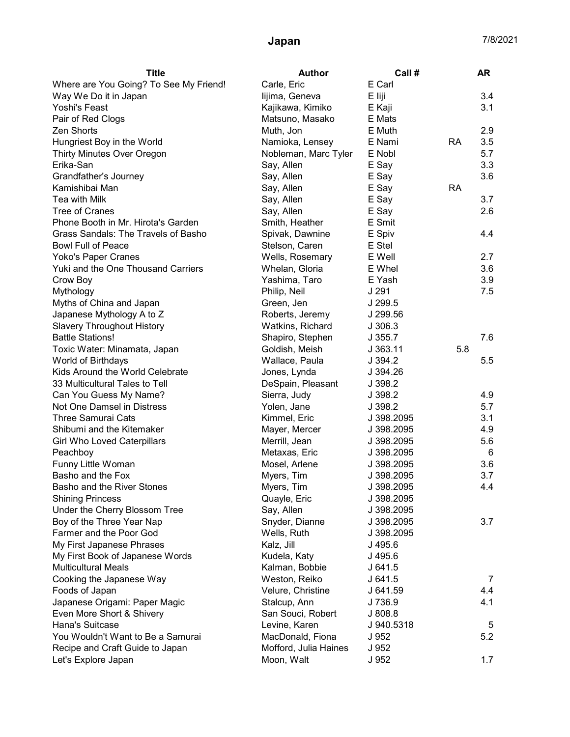# Japan

7/8/2021

| Title | Author | Call # | | AR |
|---|---|---|---|---|
| Where are You Going? To See My Friend! | Carle, Eric | E Carl | | |
| Way We Do it in Japan | Iijima, Geneva | E Iiji | | 3.4 |
| Yoshi's Feast | Kajikawa, Kimiko | E Kaji | | 3.1 |
| Pair of Red Clogs | Matsuno, Masako | E Mats | | |
| Zen Shorts | Muth, Jon | E Muth | | 2.9 |
| Hungriest Boy in the World | Namioka, Lensey | E Nami | RA | 3.5 |
| Thirty Minutes Over Oregon | Nobleman, Marc Tyler | E Nobl | | 5.7 |
| Erika-San | Say, Allen | E Say | | 3.3 |
| Grandfather's Journey | Say, Allen | E Say | | 3.6 |
| Kamishibai Man | Say, Allen | E Say | RA | |
| Tea with Milk | Say, Allen | E Say | | 3.7 |
| Tree of Cranes | Say, Allen | E Say | | 2.6 |
| Phone Booth in Mr. Hirota's Garden | Smith, Heather | E Smit | | |
| Grass Sandals: The Travels of Basho | Spivak, Dawnine | E Spiv | | 4.4 |
| Bowl Full of Peace | Stelson, Caren | E Stel | | |
| Yoko's Paper Cranes | Wells, Rosemary | E Well | | 2.7 |
| Yuki and the One Thousand Carriers | Whelan, Gloria | E Whel | | 3.6 |
| Crow Boy | Yashima, Taro | E Yash | | 3.9 |
| Mythology | Philip, Neil | J 291 | | 7.5 |
| Myths of China and Japan | Green, Jen | J 299.5 | | |
| Japanese Mythology A to Z | Roberts, Jeremy | J 299.56 | | |
| Slavery Throughout History | Watkins, Richard | J 306.3 | | |
| Battle Stations! | Shapiro, Stephen | J 355.7 | | 7.6 |
| Toxic Water: Minamata, Japan | Goldish, Meish | J 363.11 | 5.8 | |
| World of Birthdays | Wallace, Paula | J 394.2 | | 5.5 |
| Kids Around the World Celebrate | Jones, Lynda | J 394.26 | | |
| 33 Multicultural Tales to Tell | DeSpain, Pleasant | J 398.2 | | |
| Can You Guess My Name? | Sierra, Judy | J 398.2 | | 4.9 |
| Not One Damsel in Distress | Yolen, Jane | J 398.2 | | 5.7 |
| Three Samurai Cats | Kimmel, Eric | J 398.2095 | | 3.1 |
| Shibumi and the Kitemaker | Mayer, Mercer | J 398.2095 | | 4.9 |
| Girl Who Loved Caterpillars | Merrill, Jean | J 398.2095 | | 5.6 |
| Peachboy | Metaxas, Eric | J 398.2095 | | 6 |
| Funny Little Woman | Mosel, Arlene | J 398.2095 | | 3.6 |
| Basho and the Fox | Myers, Tim | J 398.2095 | | 3.7 |
| Basho and the River Stones | Myers, Tim | J 398.2095 | | 4.4 |
| Shining Princess | Quayle, Eric | J 398.2095 | | |
| Under the Cherry Blossom Tree | Say, Allen | J 398.2095 | | |
| Boy of the Three Year Nap | Snyder, Dianne | J 398.2095 | | 3.7 |
| Farmer and the Poor God | Wells, Ruth | J 398.2095 | | |
| My First Japanese Phrases | Kalz, Jill | J 495.6 | | |
| My First Book of Japanese Words | Kudela, Katy | J 495.6 | | |
| Multicultural Meals | Kalman, Bobbie | J 641.5 | | |
| Cooking the Japanese Way | Weston, Reiko | J 641.5 | | 7 |
| Foods of Japan | Velure, Christine | J 641.59 | | 4.4 |
| Japanese Origami: Paper Magic | Stalcup, Ann | J 736.9 | | 4.1 |
| Even More Short & Shivery | San Souci, Robert | J 808.8 | | |
| Hana's Suitcase | Levine, Karen | J 940.5318 | | 5 |
| You Wouldn't Want to Be a Samurai | MacDonald, Fiona | J 952 | | 5.2 |
| Recipe and Craft Guide to Japan | Mofford, Julia Haines | J 952 | | |
| Let's Explore Japan | Moon, Walt | J 952 | | 1.7 |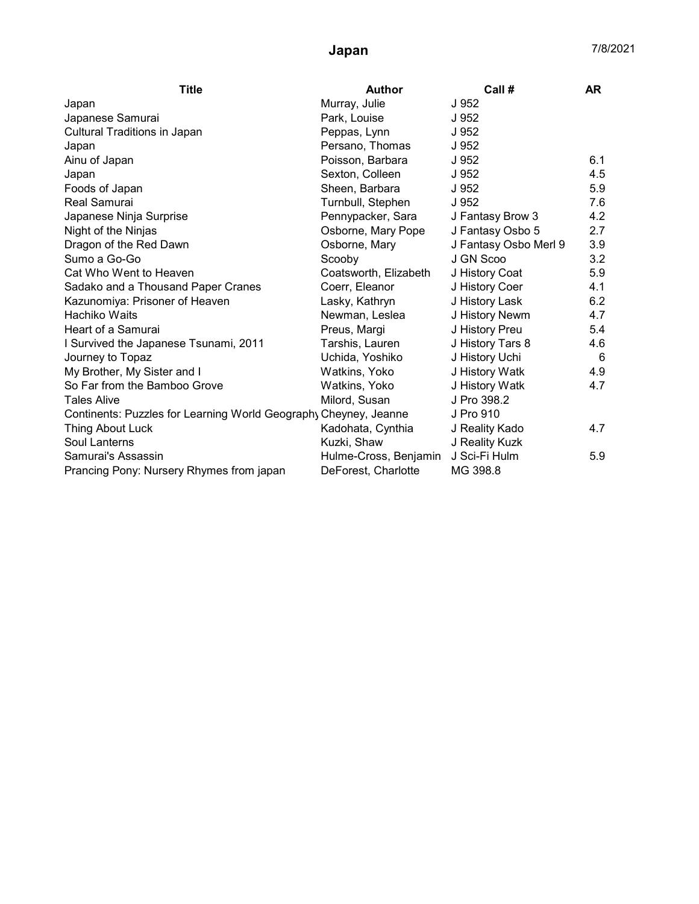# Japan

7/8/2021

| Title | Author | Call # | AR |
|---|---|---|---|
| Japan | Murray, Julie | J 952 | |
| Japanese Samurai | Park, Louise | J 952 | |
| Cultural Traditions in Japan | Peppas, Lynn | J 952 | |
| Japan | Persano, Thomas | J 952 | |
| Ainu of Japan | Poisson, Barbara | J 952 | 6.1 |
| Japan | Sexton, Colleen | J 952 | 4.5 |
| Foods of Japan | Sheen, Barbara | J 952 | 5.9 |
| Real Samurai | Turnbull, Stephen | J 952 | 7.6 |
| Japanese Ninja Surprise | Pennypacker, Sara | J Fantasy Brow 3 | 4.2 |
| Night of the Ninjas | Osborne, Mary Pope | J Fantasy Osbo 5 | 2.7 |
| Dragon of the Red Dawn | Osborne, Mary | J Fantasy Osbo Merl 9 | 3.9 |
| Sumo a Go-Go | Scooby | J GN Scoo | 3.2 |
| Cat Who Went to Heaven | Coatsworth, Elizabeth | J History Coat | 5.9 |
| Sadako and a Thousand Paper Cranes | Coerr, Eleanor | J History Coer | 4.1 |
| Kazunomiya: Prisoner of Heaven | Lasky, Kathryn | J History Lask | 6.2 |
| Hachiko Waits | Newman, Leslea | J History Newm | 4.7 |
| Heart of a Samurai | Preus, Margi | J History Preu | 5.4 |
| I Survived the Japanese Tsunami, 2011 | Tarshis, Lauren | J History Tars 8 | 4.6 |
| Journey to Topaz | Uchida, Yoshiko | J History Uchi | 6 |
| My Brother, My Sister and I | Watkins, Yoko | J History Watk | 4.9 |
| So Far from the Bamboo Grove | Watkins, Yoko | J History Watk | 4.7 |
| Tales Alive | Milord, Susan | J Pro 398.2 | |
| Continents: Puzzles for Learning World Geography | Cheyney, Jeanne | J Pro 910 | |
| Thing About Luck | Kadohata, Cynthia | J Reality Kado | 4.7 |
| Soul Lanterns | Kuzki, Shaw | J Reality Kuzk | |
| Samurai's Assassin | Hulme-Cross, Benjamin | J Sci-Fi Hulm | 5.9 |
| Prancing Pony: Nursery Rhymes from japan | DeForest, Charlotte | MG 398.8 | |